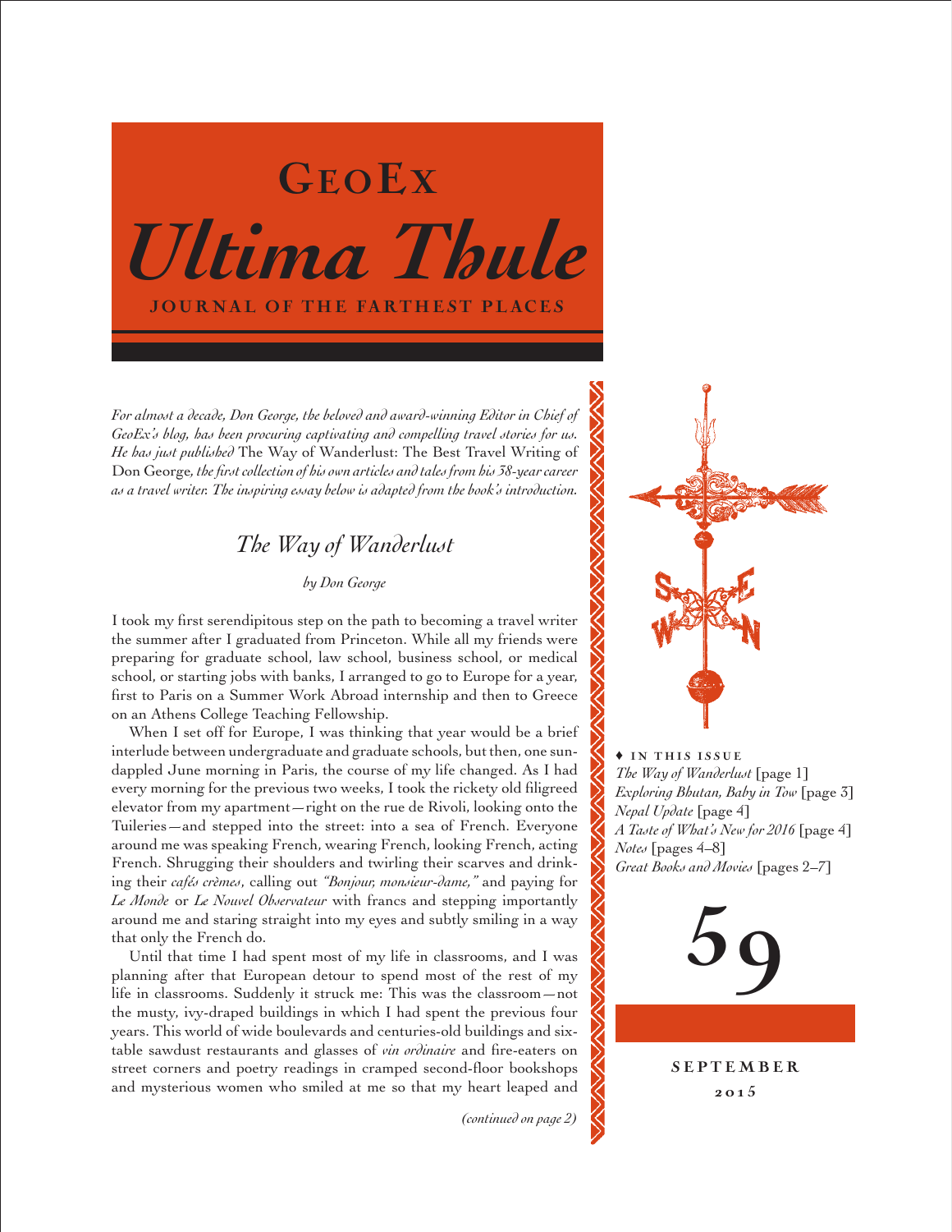# GeoEx

# *Ultima Thule*

**JOURNAL OF THE FARTHEST PLACES**

*For almost a decade, Don George, the beloved and award-winning Editor in Chief of GeoEx's blog, has been procuring captivating and compelling travel stories for us. He has just published* The Way of Wanderlust: The Best Travel Writing of Don George*, the first collection of his own articles and tales from his 38-year career as a travel writer. The inspiring essay below is adapted from the book's introduction.*

## *The Way of Wanderlust*

*by Don George*

I took my first serendipitous step on the path to becoming a travel writer the summer after I graduated from Princeton. While all my friends were preparing for graduate school, law school, business school, or medical school, or starting jobs with banks, I arranged to go to Europe for a year, first to Paris on a Summer Work Abroad internship and then to Greece on an Athens College Teaching Fellowship.

When I set off for Europe, I was thinking that year would be a brief interlude between undergraduate and graduate schools, but then, one sun-dappled June morning in Paris, the course of my life changed. As I had every morning for the previous two weeks, I took the rickety old filigreed elevator from my apartment—right on the rue de Rivoli, looking onto the Tuileries—and stepped into the street: into a sea of French. Everyone around me was speaking French, wearing French, looking French, acting French. Shrugging their shoulders and twirling their scarves and drinking their *cafés crèmes*, calling out *"Bonjour, monsieur-dame,"* and paying for *Le Monde* or *Le Nouvel Observateur* with francs and stepping importantly around me and staring straight into my eyes and subtly smiling in a way that only the French do.

Until that time I had spent most of my life in classrooms, and I was planning after that European detour to spend most of the rest of my life in classrooms. Suddenly it struck me: This was the classroom—not the musty, ivy-draped buildings in which I had spent the previous four years. This world of wide boulevards and centuries-old buildings and six-table sawdust restaurants and glasses of *vin ordinaire* and fire-eaters on street corners and poetry readings in cramped second-floor bookshops and mysterious women who smiled at me so that my heart leaped and

*(continued on page 2)*

♦ **IN THIS ISSUE**

*The Way of Wanderlust* [page 1]
*Exploring Bhutan, Baby in Tow* [page 3]
*Nepal Update* [page 4]
*A Taste of What's New for 2016* [page 4]
*Notes* [pages 4–8]
*Great Books and Movies* [pages 2–7]

**59**

**SEPTEMBER 2015**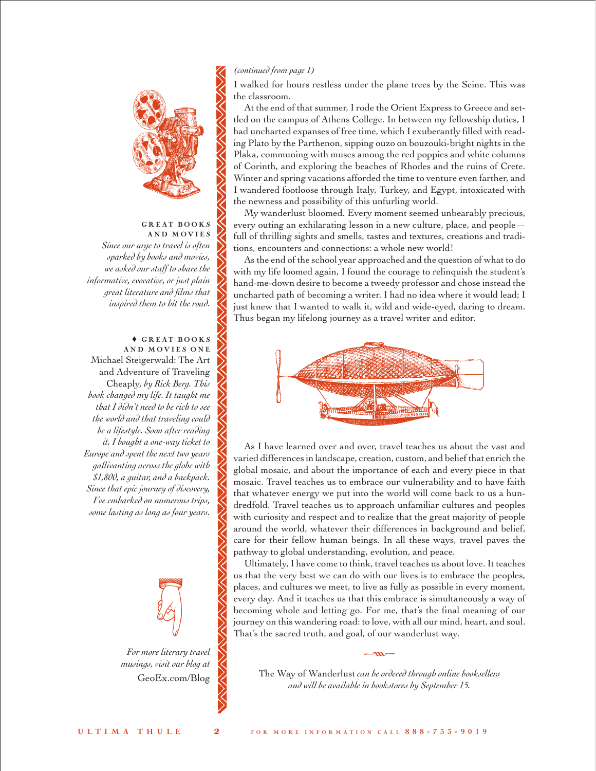*(continued from page 1)*

I walked for hours restless under the plane trees by the Seine. This was the classroom.

At the end of that summer, I rode the Orient Express to Greece and settled on the campus of Athens College. In between my fellowship duties, I had uncharted expanses of free time, which I exuberantly filled with reading Plato by the Parthenon, sipping ouzo on bouzouki-bright nights in the Plaka, communing with muses among the red poppies and white columns of Corinth, and exploring the beaches of Rhodes and the ruins of Crete. Winter and spring vacations afforded the time to venture even farther, and I wandered footloose through Italy, Turkey, and Egypt, intoxicated with the newness and possibility of this unfurling world.

My wanderlust bloomed. Every moment seemed unbearably precious, every outing an exhilarating lesson in a new culture, place, and people—full of thrilling sights and smells, tastes and textures, creations and traditions, encounters and connections: a whole new world!

As the end of the school year approached and the question of what to do with my life loomed again, I found the courage to relinquish the student's hand-me-down desire to become a tweedy professor and chose instead the uncharted path of becoming a writer. I had no idea where it would lead; I just knew that I wanted to walk it, wild and wide-eyed, daring to dream. Thus began my lifelong journey as a travel writer and editor.

As I have learned over and over, travel teaches us about the vast and varied differences in landscape, creation, custom, and belief that enrich the global mosaic, and about the importance of each and every piece in that mosaic. Travel teaches us to embrace our vulnerability and to have faith that whatever energy we put into the world will come back to us a hundredfold. Travel teaches us to approach unfamiliar cultures and peoples with curiosity and respect and to realize that the great majority of people around the world, whatever their differences in background and belief, care for their fellow human beings. In all these ways, travel paves the pathway to global understanding, evolution, and peace.

Ultimately, I have come to think, travel teaches us about love. It teaches us that the very best we can do with our lives is to embrace the peoples, places, and cultures we meet, to live as fully as possible in every moment, every day. And it teaches us that this embrace is simultaneously a way of becoming whole and letting go. For me, that's the final meaning of our journey on this wandering road: to love, with all our mind, heart, and soul. That's the sacred truth, and goal, of our wanderlust way.

The Way of Wanderlust *can be ordered through online booksellers and will be available in bookstores by September 15.*

---

**GREAT BOOKS AND MOVIES**

*Since our urge to travel is often sparked by books and movies, we asked our staff to share the informative, evocative, or just plain great literature and films that inspired them to hit the road.*

♦ **GREAT BOOKS AND MOVIES ONE**

Michael Steigerwald: The Art and Adventure of Traveling Cheaply, *by Rick Berg. This book changed my life. It taught me that I didn't need to be rich to see the world and that traveling could be a lifestyle. Soon after reading it, I bought a one-way ticket to Europe and spent the next two years gallivanting across the globe with $1,800, a guitar, and a backpack. Since that epic journey of discovery, I've embarked on numerous trips, some lasting as long as four years.*

*For more literary travel musings, visit our blog at* GeoEx.com/Blog

FOR MORE INFORMATION CALL 888-733-9019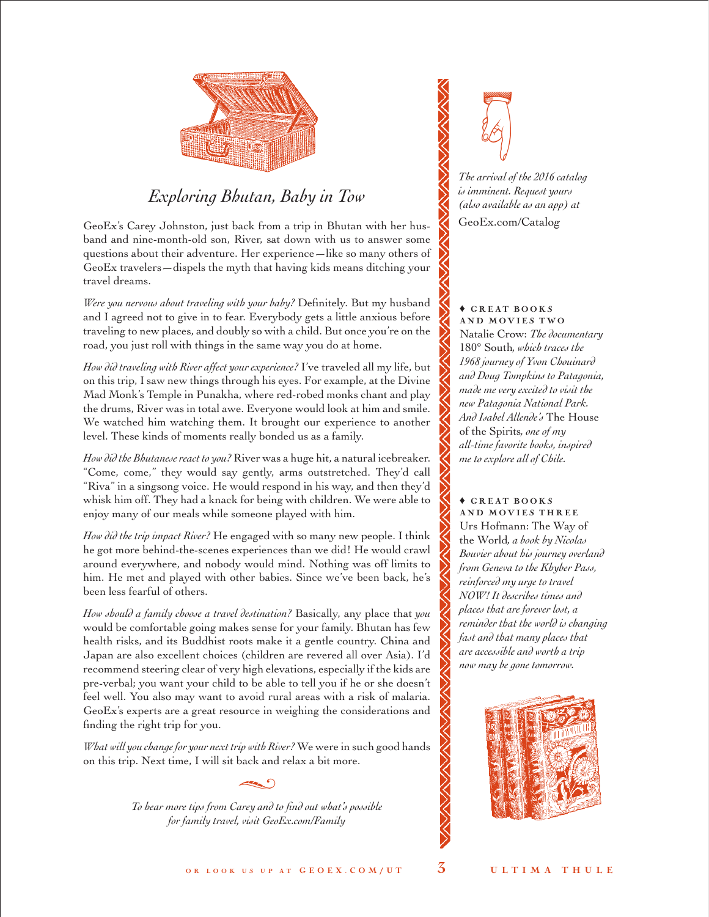## *Exploring Bhutan, Baby in Tow*

GeoEx's Carey Johnston, just back from a trip in Bhutan with her husband and nine-month-old son, River, sat down with us to answer some questions about their adventure. Her experience—like so many others of GeoEx travelers—dispels the myth that having kids means ditching your travel dreams.

*Were you nervous about traveling with your baby?* Definitely. But my husband and I agreed not to give in to fear. Everybody gets a little anxious before traveling to new places, and doubly so with a child. But once you're on the road, you just roll with things in the same way you do at home.

*How did traveling with River affect your experience?* I've traveled all my life, but on this trip, I saw new things through his eyes. For example, at the Divine Mad Monk's Temple in Punakha, where red-robed monks chant and play the drums, River was in total awe. Everyone would look at him and smile. We watched him watching them. It brought our experience to another level. These kinds of moments really bonded us as a family.

*How did the Bhutanese react to you?* River was a huge hit, a natural icebreaker. "Come, come," they would say gently, arms outstretched. They'd call "Riva" in a singsong voice. He would respond in his way, and then they'd whisk him off. They had a knack for being with children. We were able to enjoy many of our meals while someone played with him.

*How did the trip impact River?* He engaged with so many new people. I think he got more behind-the-scenes experiences than we did! He would crawl around everywhere, and nobody would mind. Nothing was off limits to him. He met and played with other babies. Since we've been back, he's been less fearful of others.

*How should a family choose a travel destination?* Basically, any place that *you* would be comfortable going makes sense for your family. Bhutan has few health risks, and its Buddhist roots make it a gentle country. China and Japan are also excellent choices (children are revered all over Asia). I'd recommend steering clear of very high elevations, especially if the kids are pre-verbal; you want your child to be able to tell you if he or she doesn't feel well. You also may want to avoid rural areas with a risk of malaria. GeoEx's experts are a great resource in weighing the considerations and finding the right trip for you.

*What will you change for your next trip with River?* We were in such good hands on this trip. Next time, I will sit back and relax a bit more.

*To hear more tips from Carey and to find out what's possible for family travel, visit GeoEx.com/Family*

*The arrival of the 2016 catalog is imminent. Request yours (also available as an app) at*
GeoEx.com/Catalog

♦ **GREAT BOOKS AND MOVIES TWO**

Natalie Crow: *The documentary* 180° South, *which traces the 1968 journey of Yvon Chouinard and Doug Tompkins to Patagonia, made me very excited to visit the new Patagonia National Park. And Isabel Allende's* The House of the Spirits, *one of my all-time favorite books, inspired me to explore all of Chile.*

♦ **GREAT BOOKS AND MOVIES THREE**

Urs Hofmann: The Way of the World, *a book by Nicolas Bouvier about his journey overland from Geneva to the Khyber Pass, reinforced my urge to travel NOW! It describes times and places that are forever lost, a reminder that the world is changing fast and that many places that are accessible and worth a trip now may be gone tomorrow.*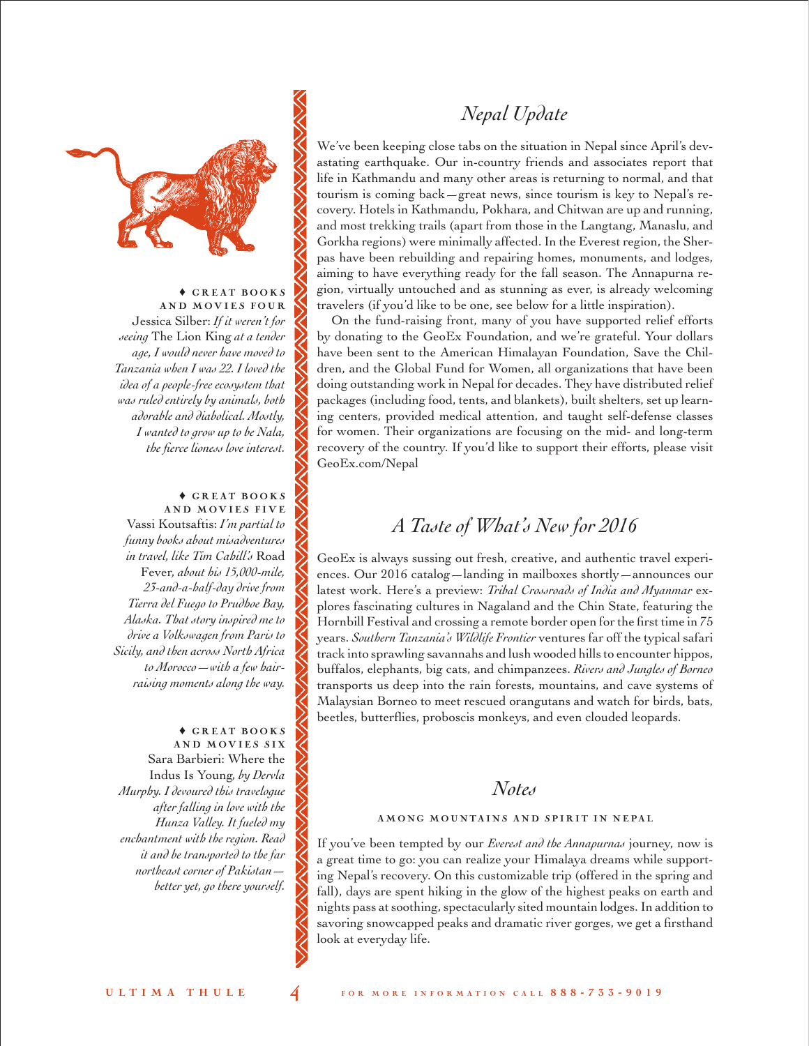♦ **GREAT BOOKS AND MOVIES FOUR**

Jessica Silber: *If it weren't for seeing* The Lion King *at a tender age, I would never have moved to Tanzania when I was 22. I loved the idea of a people-free ecosystem that was ruled entirely by animals, both adorable and diabolical. Mostly, I wanted to grow up to be Nala, the fierce lioness love interest.*

♦ **GREAT BOOKS AND MOVIES FIVE**

Vassi Koutsaftis: *I'm partial to funny books about misadventures in travel, like Tim Cahill's* Road Fever, *about his 15,000-mile, 23-and-a-half-day drive from Tierra del Fuego to Prudhoe Bay, Alaska. That story inspired me to drive a Volkswagen from Paris to Sicily, and then across North Africa to Morocco—with a few hair-raising moments along the way.*

♦ **GREAT BOOKS AND MOVIES SIX**

Sara Barbieri: Where the Indus Is Young, *by Dervla Murphy. I devoured this travelogue after falling in love with the Hunza Valley. It fueled my enchantment with the region. Read it and be transported to the far northeast corner of Pakistan—better yet, go there yourself.*

## *Nepal Update*

We've been keeping close tabs on the situation in Nepal since April's devastating earthquake. Our in-country friends and associates report that life in Kathmandu and many other areas is returning to normal, and that tourism is coming back—great news, since tourism is key to Nepal's recovery. Hotels in Kathmandu, Pokhara, and Chitwan are up and running, and most trekking trails (apart from those in the Langtang, Manaslu, and Gorkha regions) were minimally affected. In the Everest region, the Sherpas have been rebuilding and repairing homes, monuments, and lodges, aiming to have everything ready for the fall season. The Annapurna region, virtually untouched and as stunning as ever, is already welcoming travelers (if you'd like to be one, see below for a little inspiration).

On the fund-raising front, many of you have supported relief efforts by donating to the GeoEx Foundation, and we're grateful. Your dollars have been sent to the American Himalayan Foundation, Save the Children, and the Global Fund for Women, all organizations that have been doing outstanding work in Nepal for decades. They have distributed relief packages (including food, tents, and blankets), built shelters, set up learning centers, provided medical attention, and taught self-defense classes for women. Their organizations are focusing on the mid- and long-term recovery of the country. If you'd like to support their efforts, please visit GeoEx.com/Nepal

## *A Taste of What's New for 2016*

GeoEx is always sussing out fresh, creative, and authentic travel experiences. Our 2016 catalog—landing in mailboxes shortly—announces our latest work. Here's a preview: *Tribal Crossroads of India and Myanmar* explores fascinating cultures in Nagaland and the Chin State, featuring the Hornbill Festival and crossing a remote border open for the first time in 75 years. *Southern Tanzania's Wildlife Frontier* ventures far off the typical safari track into sprawling savannahs and lush wooded hills to encounter hippos, buffalos, elephants, big cats, and chimpanzees. *Rivers and Jungles of Borneo* transports us deep into the rain forests, mountains, and cave systems of Malaysian Borneo to meet rescued orangutans and watch for birds, bats, beetles, butterflies, proboscis monkeys, and even clouded leopards.

## *Notes*

### AMONG MOUNTAINS AND SPIRIT IN NEPAL

If you've been tempted by our *Everest and the Annapurnas* journey, now is a great time to go: you can realize your Himalaya dreams while supporting Nepal's recovery. On this customizable trip (offered in the spring and fall), days are spent hiking in the glow of the highest peaks on earth and nights pass at soothing, spectacularly sited mountain lodges. In addition to savoring snowcapped peaks and dramatic river gorges, we get a firsthand look at everyday life.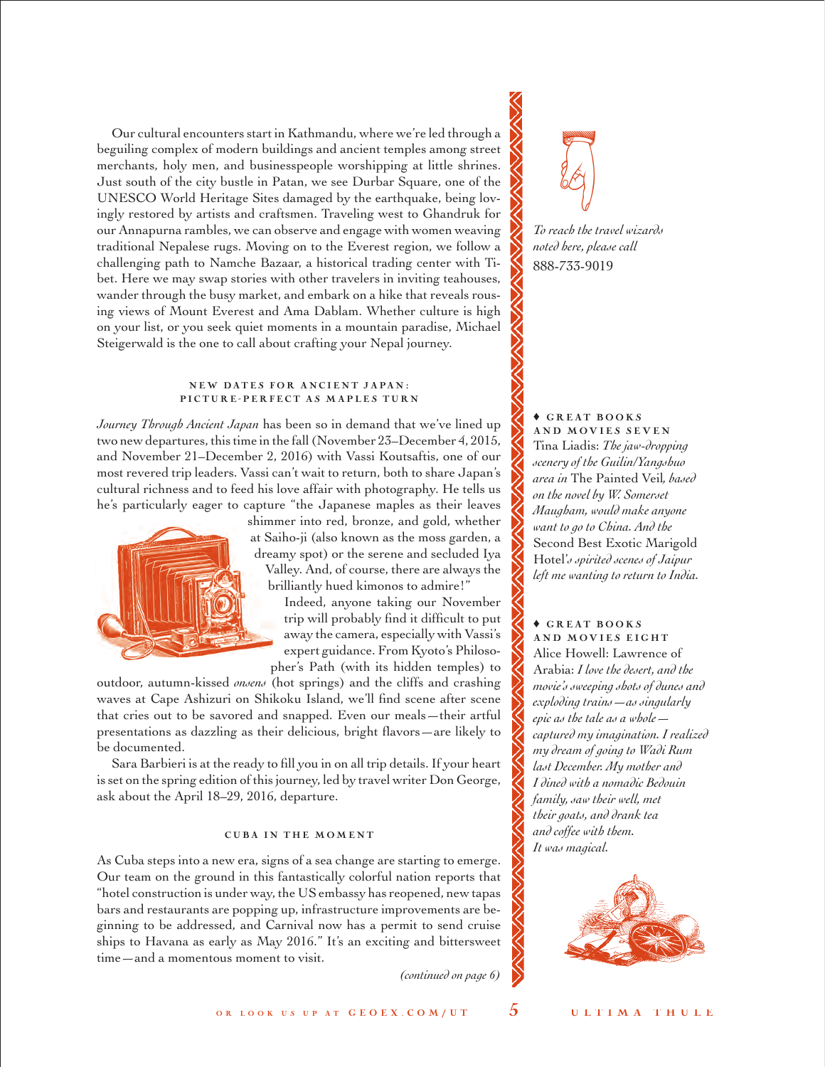Our cultural encounters start in Kathmandu, where we're led through a beguiling complex of modern buildings and ancient temples among street merchants, holy men, and businesspeople worshipping at little shrines. Just south of the city bustle in Patan, we see Durbar Square, one of the UNESCO World Heritage Sites damaged by the earthquake, being lovingly restored by artists and craftsmen. Traveling west to Ghandruk for our Annapurna rambles, we can observe and engage with women weaving traditional Nepalese rugs. Moving on to the Everest region, we follow a challenging path to Namche Bazaar, a historical trading center with Tibet. Here we may swap stories with other travelers in inviting teahouses, wander through the busy market, and embark on a hike that reveals rousing views of Mount Everest and Ama Dablam. Whether culture is high on your list, or you seek quiet moments in a mountain paradise, Michael Steigerwald is the one to call about crafting your Nepal journey.

### NEW DATES FOR ANCIENT JAPAN: PICTURE-PERFECT AS MAPLES TURN

*Journey Through Ancient Japan* has been so in demand that we've lined up two new departures, this time in the fall (November 23–December 4, 2015, and November 21–December 2, 2016) with Vassi Koutsaftis, one of our most revered trip leaders. Vassi can't wait to return, both to share Japan's cultural richness and to feed his love affair with photography. He tells us he's particularly eager to capture "the Japanese maples as their leaves shimmer into red, bronze, and gold, whether at Saiho-ji (also known as the moss garden, a dreamy spot) or the serene and secluded Iya Valley. And, of course, there are always the brilliantly hued kimonos to admire!"

Indeed, anyone taking our November trip will probably find it difficult to put away the camera, especially with Vassi's expert guidance. From Kyoto's Philosopher's Path (with its hidden temples) to outdoor, autumn-kissed *onsens* (hot springs) and the cliffs and crashing waves at Cape Ashizuri on Shikoku Island, we'll find scene after scene that cries out to be savored and snapped. Even our meals—their artful presentations as dazzling as their delicious, bright flavors—are likely to be documented.

Sara Barbieri is at the ready to fill you in on all trip details. If your heart is set on the spring edition of this journey, led by travel writer Don George, ask about the April 18–29, 2016, departure.

### CUBA IN THE MOMENT

As Cuba steps into a new era, signs of a sea change are starting to emerge. Our team on the ground in this fantastically colorful nation reports that "hotel construction is under way, the US embassy has reopened, new tapas bars and restaurants are popping up, infrastructure improvements are beginning to be addressed, and Carnival now has a permit to send cruise ships to Havana as early as May 2016." It's an exciting and bittersweet time—and a momentous moment to visit.

*(continued on page 6)*

*To reach the travel wizards noted here, please call* 888-733-9019

**♦ GREAT BOOKS AND MOVIES SEVEN**

Tina Liadis: *The jaw-dropping scenery of the Guilin/Yangshuo area in* The Painted Veil, *based on the novel by W. Somerset Maugham, would make anyone want to go to China. And the* Second Best Exotic Marigold Hotel*'s spirited scenes of Jaipur left me wanting to return to India.*

**♦ GREAT BOOKS AND MOVIES EIGHT**

Alice Howell: Lawrence of Arabia: *I love the desert, and the movie's sweeping shots of dunes and exploding trains—as singularly epic as the tale as a whole—captured my imagination. I realized my dream of going to Wadi Rum last December. My mother and I dined with a nomadic Bedouin family, saw their well, met their goats, and drank tea and coffee with them. It was magical.*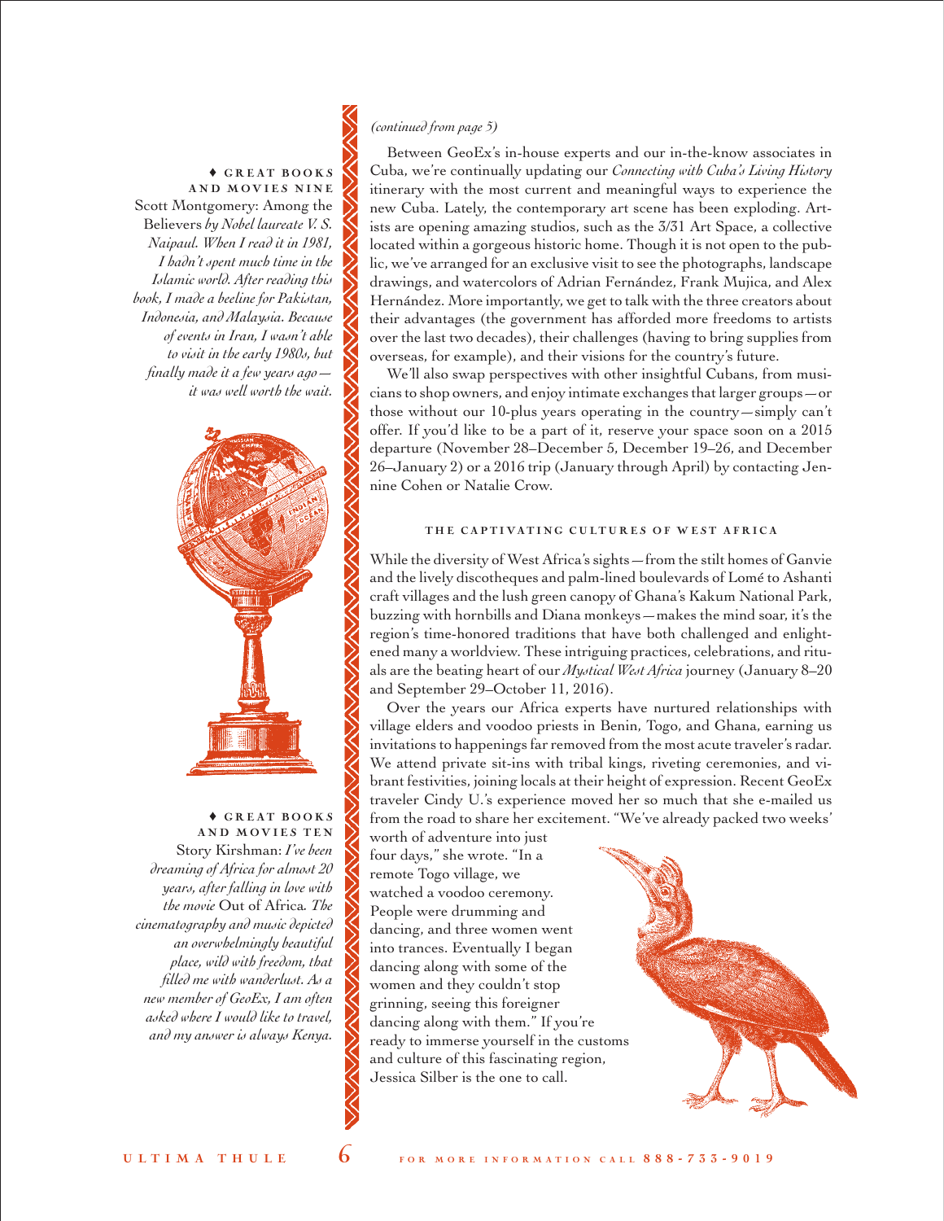*(continued from page 5)*

Between GeoEx's in-house experts and our in-the-know associates in Cuba, we're continually updating our *Connecting with Cuba's Living History* itinerary with the most current and meaningful ways to experience the new Cuba. Lately, the contemporary art scene has been exploding. Artists are opening amazing studios, such as the 3/31 Art Space, a collective located within a gorgeous historic home. Though it is not open to the public, we've arranged for an exclusive visit to see the photographs, landscape drawings, and watercolors of Adrian Fernández, Frank Mujica, and Alex Hernández. More importantly, we get to talk with the three creators about their advantages (the government has afforded more freedoms to artists over the last two decades), their challenges (having to bring supplies from overseas, for example), and their visions for the country's future.

We'll also swap perspectives with other insightful Cubans, from musicians to shop owners, and enjoy intimate exchanges that larger groups—or those without our 10-plus years operating in the country—simply can't offer. If you'd like to be a part of it, reserve your space soon on a 2015 departure (November 28–December 5, December 19–26, and December 26–January 2) or a 2016 trip (January through April) by contacting Jennine Cohen or Natalie Crow.

### THE CAPTIVATING CULTURES OF WEST AFRICA

While the diversity of West Africa's sights—from the stilt homes of Ganvie and the lively discotheques and palm-lined boulevards of Lomé to Ashanti craft villages and the lush green canopy of Ghana's Kakum National Park, buzzing with hornbills and Diana monkeys—makes the mind soar, it's the region's time-honored traditions that have both challenged and enlightened many a worldview. These intriguing practices, celebrations, and rituals are the beating heart of our *Mystical West Africa* journey (January 8–20 and September 29–October 11, 2016).

Over the years our Africa experts have nurtured relationships with village elders and voodoo priests in Benin, Togo, and Ghana, earning us invitations to happenings far removed from the most acute traveler's radar. We attend private sit-ins with tribal kings, riveting ceremonies, and vibrant festivities, joining locals at their height of expression. Recent GeoEx traveler Cindy U.'s experience moved her so much that she e-mailed us from the road to share her excitement. "We've already packed two weeks' worth of adventure into just four days," she wrote. "In a remote Togo village, we watched a voodoo ceremony. People were drumming and dancing, and three women went into trances. Eventually I began dancing along with some of the women and they couldn't stop grinning, seeing this foreigner dancing along with them." If you're ready to immerse yourself in the customs and culture of this fascinating region, Jessica Silber is the one to call.

---

♦ **GREAT BOOKS AND MOVIES NINE**

Scott Montgomery: Among the Believers *by Nobel laureate V. S. Naipaul. When I read it in 1981, I hadn't spent much time in the Islamic world. After reading this book, I made a beeline for Pakistan, Indonesia, and Malaysia. Because of events in Iran, I wasn't able to visit in the early 1980s, but finally made it a few years ago—it was well worth the wait.*

♦ **GREAT BOOKS AND MOVIES TEN**

Story Kirshman: *I've been dreaming of Africa for almost 20 years, after falling in love with the movie* Out of Africa*. The cinematography and music depicted an overwhelmingly beautiful place, wild with freedom, that filled me with wanderlust. As a new member of GeoEx, I am often asked where I would like to travel, and my answer is always Kenya.*

FOR MORE INFORMATION CALL 888-733-9019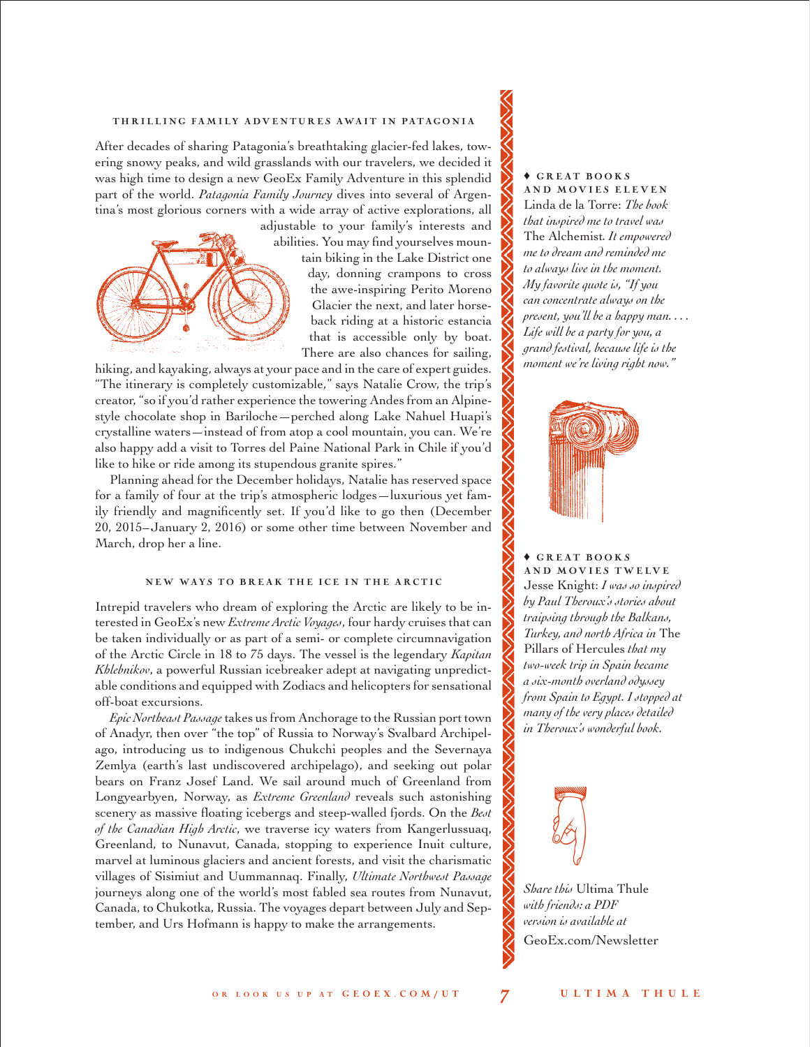### THRILLING FAMILY ADVENTURES AWAIT IN PATAGONIA

After decades of sharing Patagonia's breathtaking glacier-fed lakes, towering snowy peaks, and wild grasslands with our travelers, we decided it was high time to design a new GeoEx Family Adventure in this splendid part of the world. *Patagonia Family Journey* dives into several of Argentina's most glorious corners with a wide array of active explorations, all adjustable to your family's interests and abilities. You may find yourselves mountain biking in the Lake District one day, donning crampons to cross the awe-inspiring Perito Moreno Glacier the next, and later horseback riding at a historic estancia that is accessible only by boat. There are also chances for sailing, hiking, and kayaking, always at your pace and in the care of expert guides. "The itinerary is completely customizable," says Natalie Crow, the trip's creator, "so if you'd rather experience the towering Andes from an Alpine-style chocolate shop in Bariloche—perched along Lake Nahuel Huapi's crystalline waters—instead of from atop a cool mountain, you can. We're also happy add a visit to Torres del Paine National Park in Chile if you'd like to hike or ride among its stupendous granite spires."

Planning ahead for the December holidays, Natalie has reserved space for a family of four at the trip's atmospheric lodges—luxurious yet family friendly and magnificently set. If you'd like to go then (December 20, 2015–January 2, 2016) or some other time between November and March, drop her a line.

### NEW WAYS TO BREAK THE ICE IN THE ARCTIC

Intrepid travelers who dream of exploring the Arctic are likely to be interested in GeoEx's new *Extreme Arctic Voyages*, four hardy cruises that can be taken individually or as part of a semi- or complete circumnavigation of the Arctic Circle in 18 to 75 days. The vessel is the legendary *Kapitan Khlebnikov*, a powerful Russian icebreaker adept at navigating unpredictable conditions and equipped with Zodiacs and helicopters for sensational off-boat excursions.

*Epic Northeast Passage* takes us from Anchorage to the Russian port town of Anadyr, then over "the top" of Russia to Norway's Svalbard Archipelago, introducing us to indigenous Chukchi peoples and the Severnaya Zemlya (earth's last undiscovered archipelago), and seeking out polar bears on Franz Josef Land. We sail around much of Greenland from Longyearbyen, Norway, as *Extreme Greenland* reveals such astonishing scenery as massive floating icebergs and steep-walled fjords. On the *Best of the Canadian High Arctic*, we traverse icy waters from Kangerlussuaq, Greenland, to Nunavut, Canada, stopping to experience Inuit culture, marvel at luminous glaciers and ancient forests, and visit the charismatic villages of Sisimiut and Uummannaq. Finally, *Ultimate Northwest Passage* journeys along one of the world's most fabled sea routes from Nunavut, Canada, to Chukotka, Russia. The voyages depart between July and September, and Urs Hofmann is happy to make the arrangements.

---

♦ **GREAT BOOKS AND MOVIES ELEVEN**
Linda de la Torre: *The book that inspired me to travel was* The Alchemist. *It empowered me to dream and reminded me to always live in the moment. My favorite quote is, "If you can concentrate always on the present, you'll be a happy man. . . . Life will be a party for you, a grand festival, because life is the moment we're living right now."*

♦ **GREAT BOOKS AND MOVIES TWELVE**
Jesse Knight: *I was so inspired by Paul Theroux's stories about traipsing through the Balkans, Turkey, and north Africa in* The Pillars of Hercules *that my two-week trip in Spain became a six-month overland odyssey from Spain to Egypt. I stopped at many of the very places detailed in Theroux's wonderful book.*

*Share this* Ultima Thule *with friends: a PDF version is available at* GeoEx.com/Newsletter

OR LOOK US UP AT GEOEX.COM/UT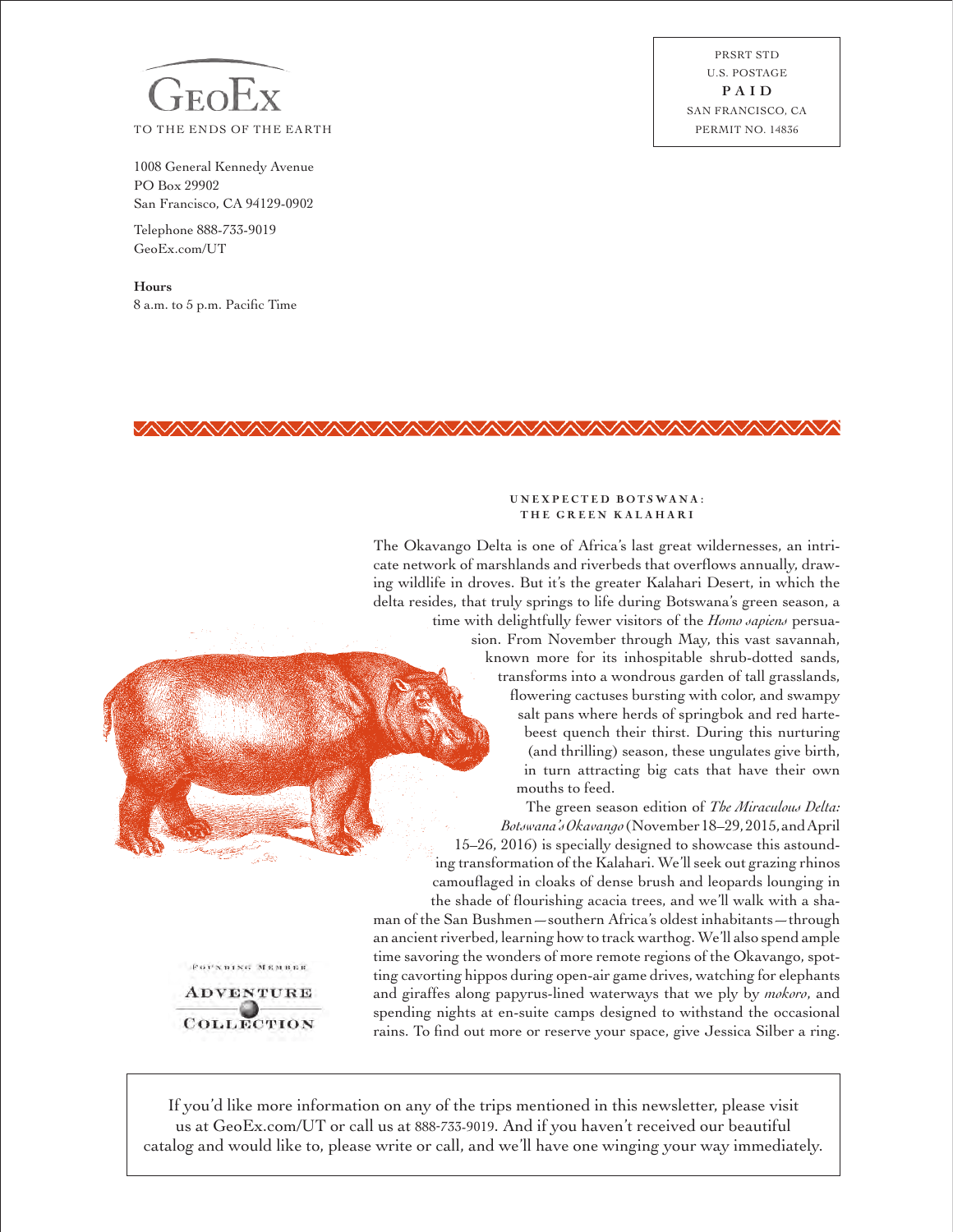GeoEx

TO THE ENDS OF THE EARTH

1008 General Kennedy Avenue
PO Box 29902
San Francisco, CA 94129-0902

Telephone 888-733-9019
GeoEx.com/UT

**Hours**
8 a.m. to 5 p.m. Pacific Time

PRSRT STD
U.S. POSTAGE
**PAID**
SAN FRANCISCO, CA
PERMIT NO. 14836

## UNEXPECTED BOTSWANA: THE GREEN KALAHARI

The Okavango Delta is one of Africa's last great wildernesses, an intricate network of marshlands and riverbeds that overflows annually, drawing wildlife in droves. But it's the greater Kalahari Desert, in which the delta resides, that truly springs to life during Botswana's green season, a time with delightfully fewer visitors of the *Homo sapiens* persuasion. From November through May, this vast savannah, known more for its inhospitable shrub-dotted sands, transforms into a wondrous garden of tall grasslands, flowering cactuses bursting with color, and swampy salt pans where herds of springbok and red hartebeest quench their thirst. During this nurturing (and thrilling) season, these ungulates give birth, in turn attracting big cats that have their own mouths to feed.

The green season edition of *The Miraculous Delta: Botswana's Okavango* (November 18–29, 2015, and April 15–26, 2016) is specially designed to showcase this astounding transformation of the Kalahari. We'll seek out grazing rhinos camouflaged in cloaks of dense brush and leopards lounging in the shade of flourishing acacia trees, and we'll walk with a shaman of the San Bushmen—southern Africa's oldest inhabitants—through an ancient riverbed, learning how to track warthog. We'll also spend ample time savoring the wonders of more remote regions of the Okavango, spotting cavorting hippos during open-air game drives, watching for elephants and giraffes along papyrus-lined waterways that we ply by *mokoro*, and spending nights at en-suite camps designed to withstand the occasional rains. To find out more or reserve your space, give Jessica Silber a ring.

FOUNDING MEMBER
ADVENTURE COLLECTION

If you'd like more information on any of the trips mentioned in this newsletter, please visit us at GeoEx.com/UT or call us at 888-733-9019. And if you haven't received our beautiful catalog and would like to, please write or call, and we'll have one winging your way immediately.